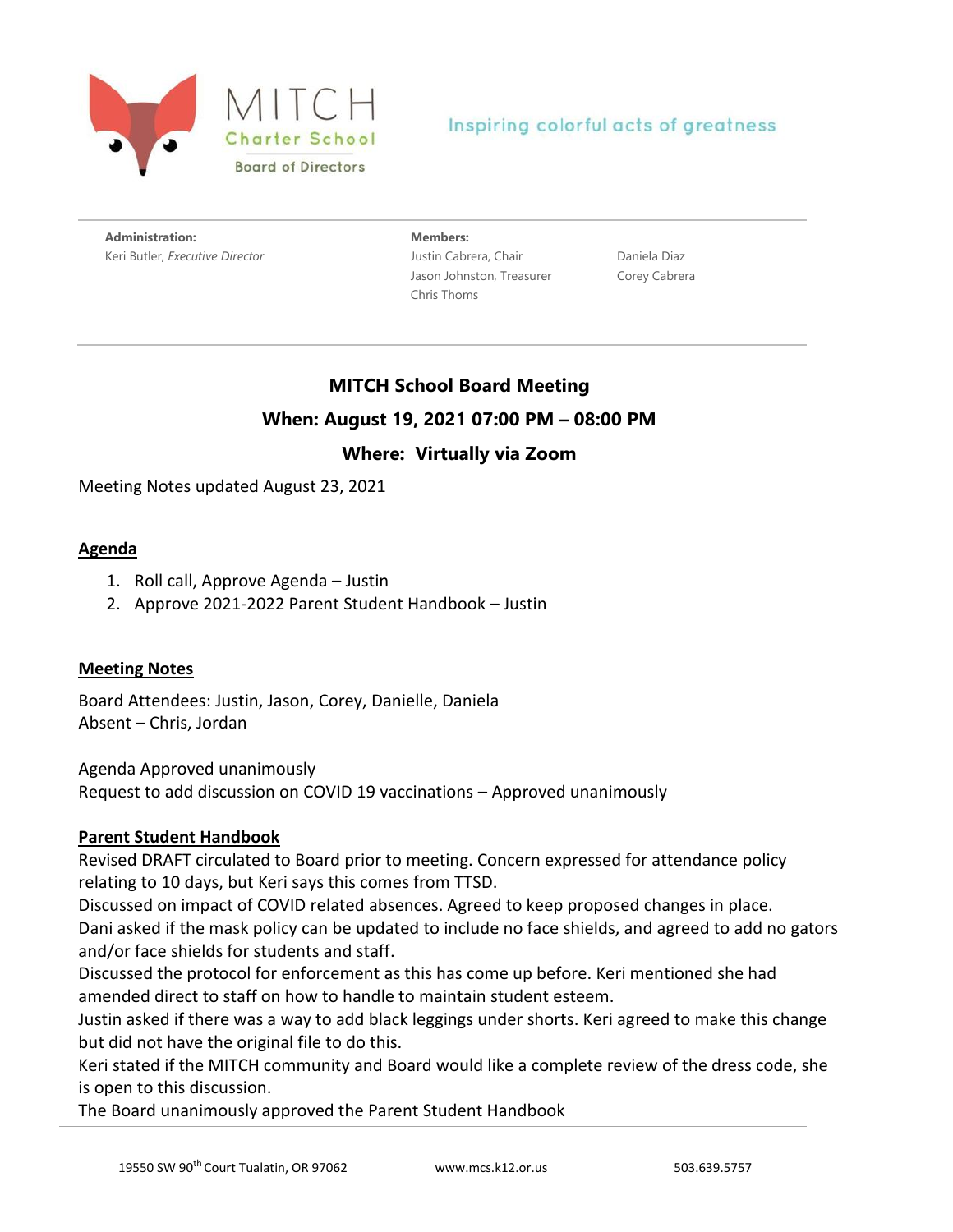MITCH Charter School
Board of Directors

Inspiring colorful acts of greatness

**Administration:**
Keri Butler, *Executive Director*

**Members:**
Justin Cabrera, Chair
Jason Johnston, Treasurer
Chris Thoms
Daniela Diaz
Corey Cabrera

## MITCH School Board Meeting

### When: August 19, 2021 07:00 PM – 08:00 PM

### Where: Virtually via Zoom

Meeting Notes updated August 23, 2021

### Agenda

1. Roll call, Approve Agenda – Justin
2. Approve 2021-2022 Parent Student Handbook – Justin

### Meeting Notes

Board Attendees: Justin, Jason, Corey, Danielle, Daniela
Absent – Chris, Jordan

Agenda Approved unanimously
Request to add discussion on COVID 19 vaccinations – Approved unanimously

### Parent Student Handbook

Revised DRAFT circulated to Board prior to meeting. Concern expressed for attendance policy relating to 10 days, but Keri says this comes from TTSD.
Discussed on impact of COVID related absences. Agreed to keep proposed changes in place.
Dani asked if the mask policy can be updated to include no face shields, and agreed to add no gators and/or face shields for students and staff.
Discussed the protocol for enforcement as this has come up before. Keri mentioned she had amended direct to staff on how to handle to maintain student esteem.
Justin asked if there was a way to add black leggings under shorts. Keri agreed to make this change but did not have the original file to do this.
Keri stated if the MITCH community and Board would like a complete review of the dress code, she is open to this discussion.
The Board unanimously approved the Parent Student Handbook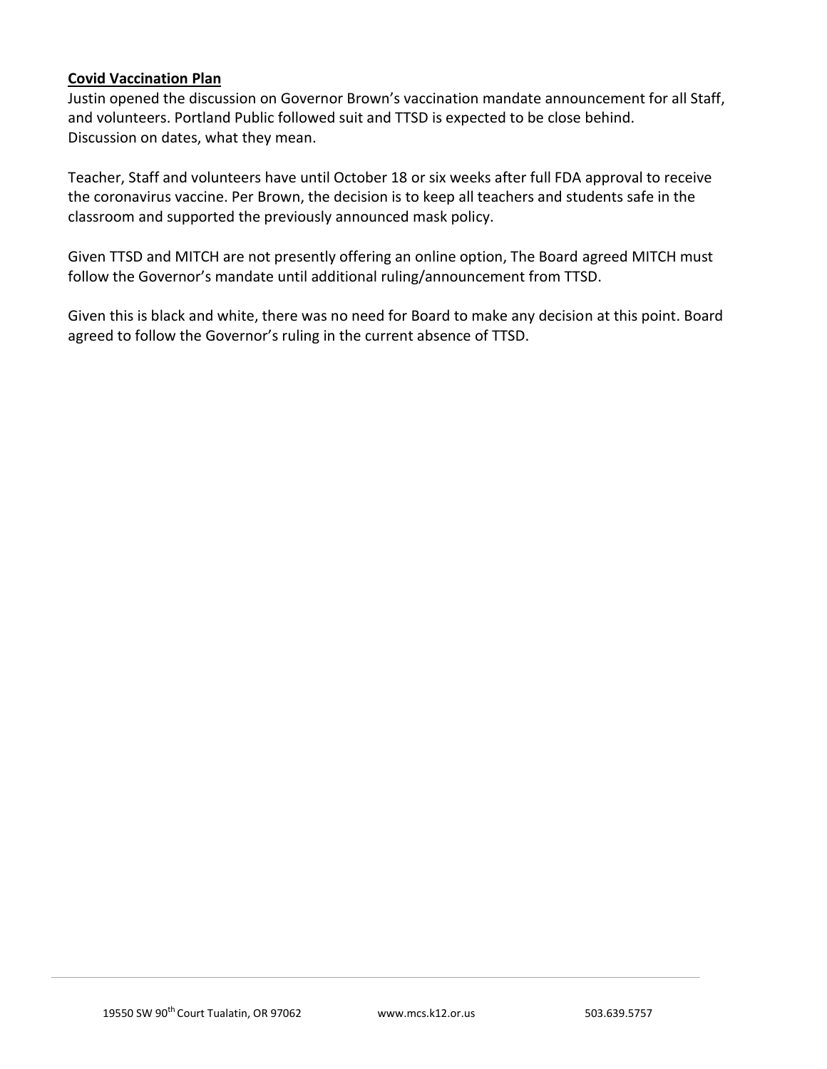**Covid Vaccination Plan**

Justin opened the discussion on Governor Brown's vaccination mandate announcement for all Staff, and volunteers. Portland Public followed suit and TTSD is expected to be close behind. Discussion on dates, what they mean.

Teacher, Staff and volunteers have until October 18 or six weeks after full FDA approval to receive the coronavirus vaccine. Per Brown, the decision is to keep all teachers and students safe in the classroom and supported the previously announced mask policy.

Given TTSD and MITCH are not presently offering an online option, The Board agreed MITCH must follow the Governor's mandate until additional ruling/announcement from TTSD.

Given this is black and white, there was no need for Board to make any decision at this point. Board agreed to follow the Governor's ruling in the current absence of TTSD.